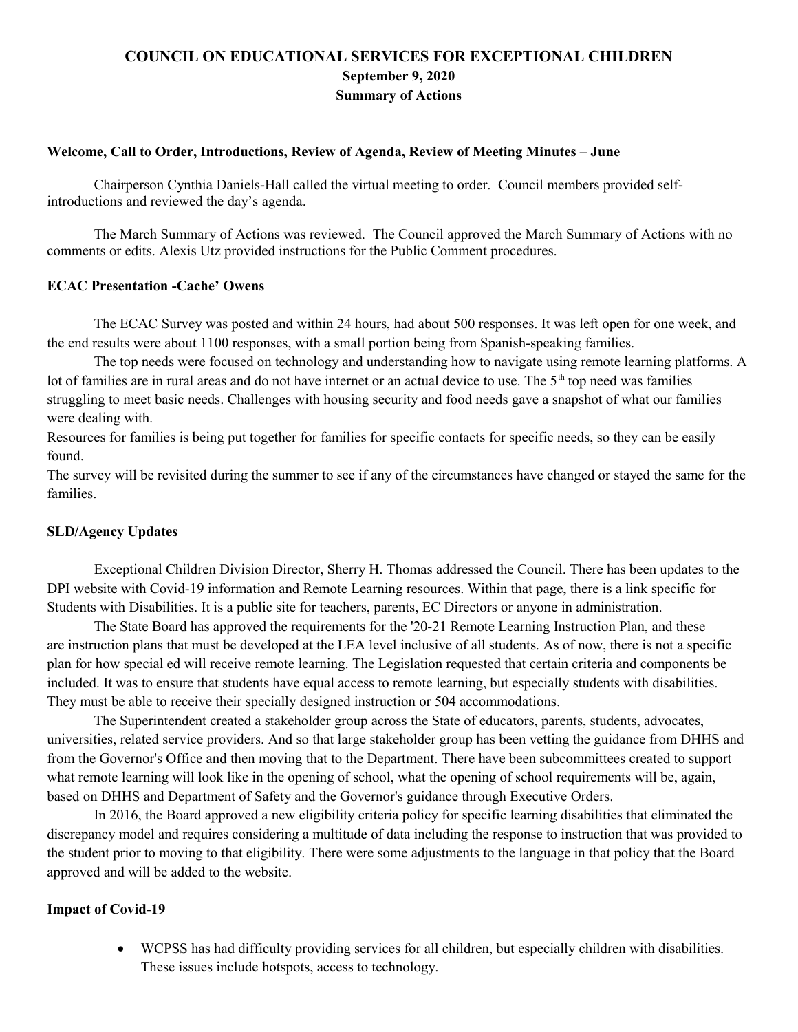# COUNCIL ON EDUCATIONAL SERVICES FOR EXCEPTIONAL CHILDREN
## September 9, 2020
## Summary of Actions

### Welcome, Call to Order, Introductions, Review of Agenda, Review of Meeting Minutes – June

Chairperson Cynthia Daniels-Hall called the virtual meeting to order. Council members provided self-introductions and reviewed the day's agenda.

The March Summary of Actions was reviewed. The Council approved the March Summary of Actions with no comments or edits. Alexis Utz provided instructions for the Public Comment procedures.

### ECAC Presentation -Cache' Owens

The ECAC Survey was posted and within 24 hours, had about 500 responses. It was left open for one week, and the end results were about 1100 responses, with a small portion being from Spanish-speaking families.

The top needs were focused on technology and understanding how to navigate using remote learning platforms. A lot of families are in rural areas and do not have internet or an actual device to use. The 5th top need was families struggling to meet basic needs. Challenges with housing security and food needs gave a snapshot of what our families were dealing with.

Resources for families is being put together for families for specific contacts for specific needs, so they can be easily found.

The survey will be revisited during the summer to see if any of the circumstances have changed or stayed the same for the families.

### SLD/Agency Updates

Exceptional Children Division Director, Sherry H. Thomas addressed the Council. There has been updates to the DPI website with Covid-19 information and Remote Learning resources. Within that page, there is a link specific for Students with Disabilities. It is a public site for teachers, parents, EC Directors or anyone in administration.

The State Board has approved the requirements for the '20-21 Remote Learning Instruction Plan, and these are instruction plans that must be developed at the LEA level inclusive of all students. As of now, there is not a specific plan for how special ed will receive remote learning. The Legislation requested that certain criteria and components be included. It was to ensure that students have equal access to remote learning, but especially students with disabilities. They must be able to receive their specially designed instruction or 504 accommodations.

The Superintendent created a stakeholder group across the State of educators, parents, students, advocates, universities, related service providers. And so that large stakeholder group has been vetting the guidance from DHHS and from the Governor's Office and then moving that to the Department. There have been subcommittees created to support what remote learning will look like in the opening of school, what the opening of school requirements will be, again, based on DHHS and Department of Safety and the Governor's guidance through Executive Orders.

In 2016, the Board approved a new eligibility criteria policy for specific learning disabilities that eliminated the discrepancy model and requires considering a multitude of data including the response to instruction that was provided to the student prior to moving to that eligibility. There were some adjustments to the language in that policy that the Board approved and will be added to the website.

### Impact of Covid-19

- WCPSS has had difficulty providing services for all children, but especially children with disabilities. These issues include hotspots, access to technology.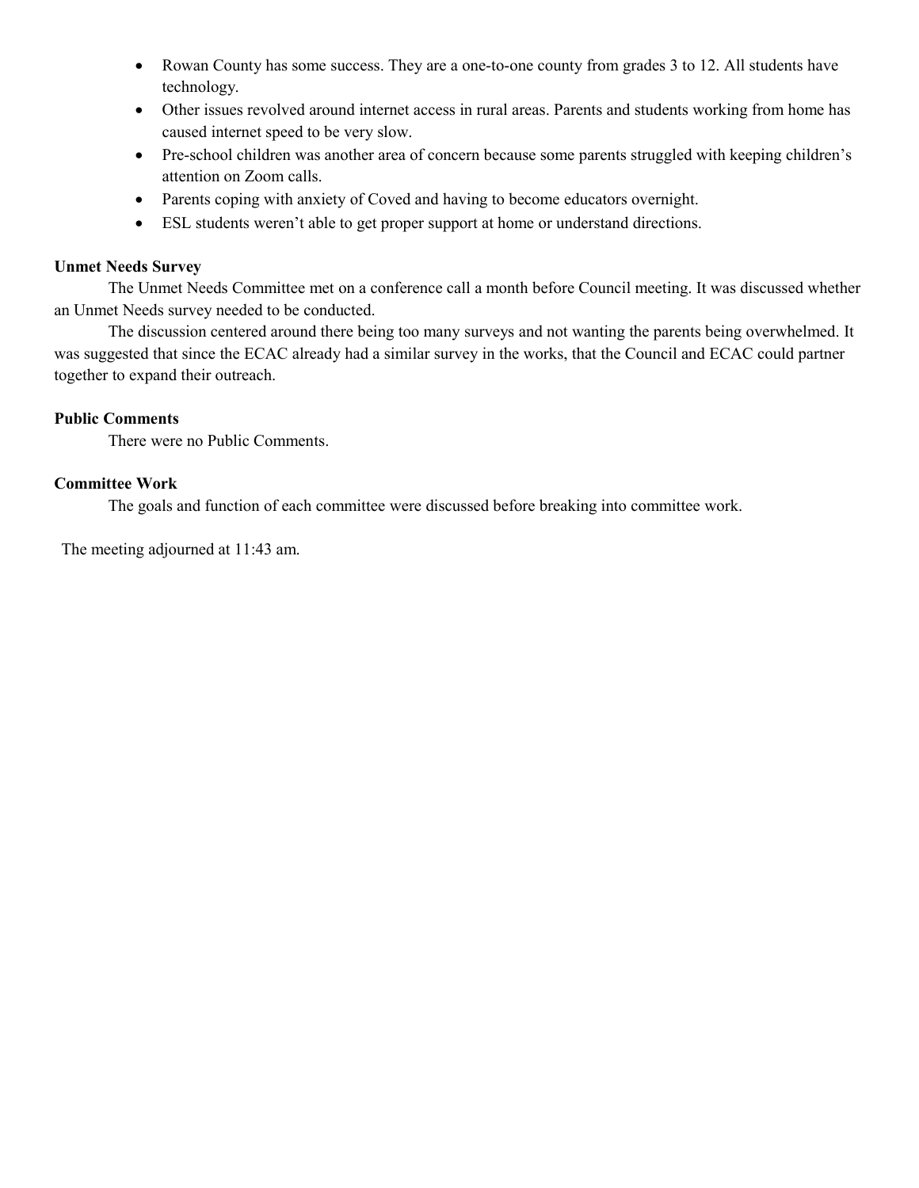- Rowan County has some success. They are a one-to-one county from grades 3 to 12. All students have technology.
- Other issues revolved around internet access in rural areas. Parents and students working from home has caused internet speed to be very slow.
- Pre-school children was another area of concern because some parents struggled with keeping children's attention on Zoom calls.
- Parents coping with anxiety of Coved and having to become educators overnight.
- ESL students weren't able to get proper support at home or understand directions.

**Unmet Needs Survey**

The Unmet Needs Committee met on a conference call a month before Council meeting. It was discussed whether an Unmet Needs survey needed to be conducted.

The discussion centered around there being too many surveys and not wanting the parents being overwhelmed. It was suggested that since the ECAC already had a similar survey in the works, that the Council and ECAC could partner together to expand their outreach.

**Public Comments**

There were no Public Comments.

**Committee Work**

The goals and function of each committee were discussed before breaking into committee work.

The meeting adjourned at 11:43 am.